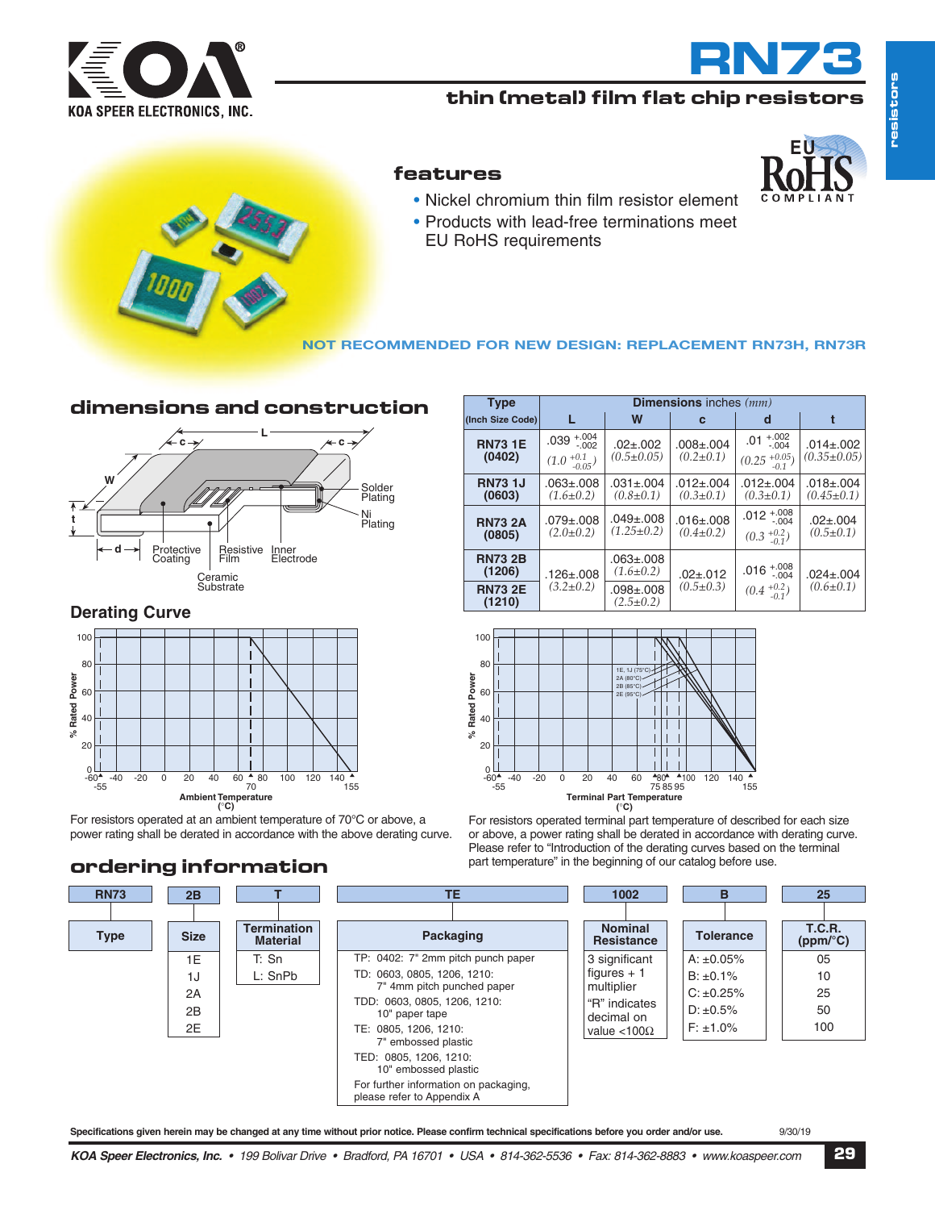# RN73

## thin (metal) film flat chip resistors

### features

- Nickel chromium thin film resistor element
- Products with lead-free terminations meet EU RoHS requirements

EU RoHS COMPLIANT

**NOT RECOMMENDED FOR NEW DESIGN: REPLACEMENT RN73H, RN73R**

## dimensions and construction

L
c
c
W
t
d
Solder Plating
Ni Plating
Protective Coating
Resistive Film
Inner Electrode
Ceramic Substrate

| Type (Inch Size Code) | Dimensions inches (mm) | | | | |
|---|---|---|---|---|---|
| | L | W | c | d | t |
| RN73 1E (0402) | .039 +.004/-.002 (1.0 +0.1/-0.05) | .02±.002 (0.5±0.05) | .008±.004 (0.2±0.1) | .01 +.002/-.004 (0.25 +0.05/-0.1) | .014±.002 (0.35±0.05) |
| RN73 1J (0603) | .063±.008 (1.6±0.2) | .031±.004 (0.8±0.1) | .012±.004 (0.3±0.1) | .012±.004 (0.3±0.1) | .018±.004 (0.45±0.1) |
| RN73 2A (0805) | .079±.008 (2.0±0.2) | .049±.008 (1.25±0.2) | .016±.008 (0.4±0.2) | .012 +.008/-.004 (0.3 +0.2/-0.1) | .02±.004 (0.5±0.1) |
| RN73 2B (1206) | .126±.008 (3.2±0.2) | .063±.008 (1.6±0.2) | .02±.012 (0.5±0.3) | .016 +.008/-.004 (0.4 +0.2/-0.1) | .024±.004 (0.6±0.1) |
| RN73 2E (1210) | .126±.008 (3.2±0.2) | .098±.008 (2.5±0.2) | .02±.012 (0.5±0.3) | .016 +.008/-.004 (0.4 +0.2/-0.1) | .024±.004 (0.6±0.1) |

### Derating Curve

% Rated Power
100
80
60
40
20
0
-60 -40 -20 0 20 40 60 80 100 120 140
-55 70 155
Ambient Temperature (°C)

For resistors operated at an ambient temperature of 70°C or above, a power rating shall be derated in accordance with the above derating curve.

% Rated Power
100
80
60
40
20
0
-60 -40 -20 0 20 40 60 80 100 120 140
-55 75 85 95 155
1E, 1J (75°C)
2A (80°C)
2B (85°C)
2E (95°C)
Terminal Part Temperature (°C)

For resistors operated terminal part temperature of described for each size or above, a power rating shall be derated in accordance with derating curve. Please refer to "Introduction of the derating curves based on the terminal part temperature" in the beginning of our catalog before use.

## ordering information

| RN73 | 2B | T | TE | 1002 | B | 25 |
|---|---|---|---|---|---|---|
| Type | Size | Termination Material | Packaging | Nominal Resistance | Tolerance | T.C.R. (ppm/°C) |
| | 1E<br>1J<br>2A<br>2B<br>2E | T: Sn<br>L: SnPb | TP: 0402: 7" 2mm pitch punch paper<br>TD: 0603, 0805, 1206, 1210: 7" 4mm pitch punched paper<br>TDD: 0603, 0805, 1206, 1210: 10" paper tape<br>TE: 0805, 1206, 1210: 7" embossed plastic<br>TED: 0805, 1206, 1210: 10" embossed plastic<br>For further information on packaging, please refer to Appendix A | 3 significant figures + 1 multiplier<br>"R" indicates decimal on value <100Ω | A: ±0.05%<br>B: ±0.1%<br>C: ±0.25%<br>D: ±0.5%<br>F: ±1.0% | 05<br>10<br>25<br>50<br>100 |

**Specifications given herein may be changed at any time without prior notice. Please confirm technical specifications before you order and/or use.**

9/30/19

*KOA Speer Electronics, Inc. • 199 Bolivar Drive • Bradford, PA 16701 • USA • 814-362-5536 • Fax: 814-362-8883 • www.koaspeer.com*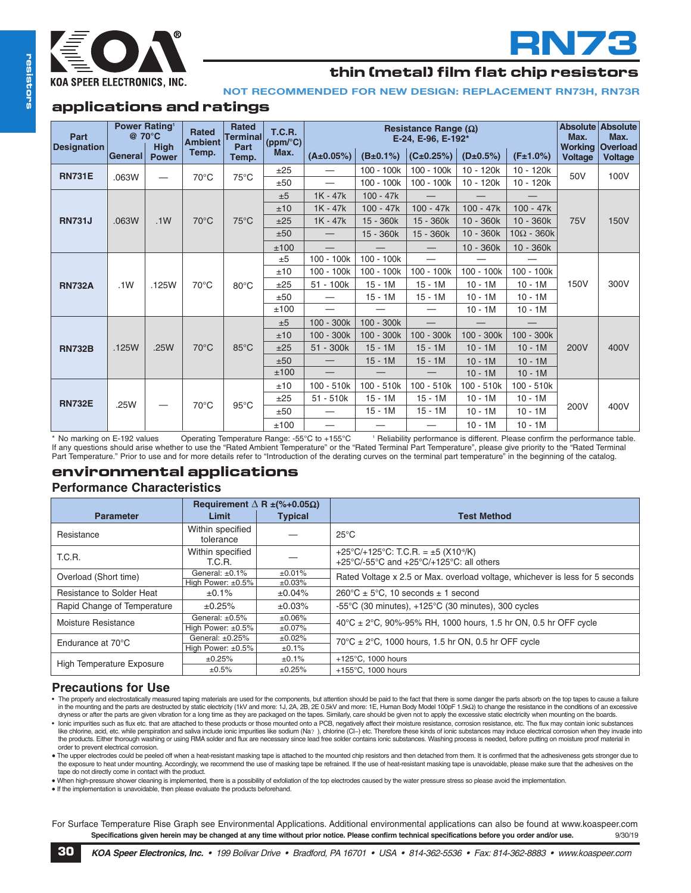# RN73

## thin (metal) film flat chip resistors

**NOT RECOMMENDED FOR NEW DESIGN: REPLACEMENT RN73H, RN73R**

## applications and ratings

| Part Designation | Power Rating[1] @ 70°C | | Rated Ambient Temp. | Rated Terminal Part Temp. | T.C.R. (ppm/°C) Max. | Resistance Range (Ω) E-24, E-96, E-192* | | | | | Absolute Max. Working Voltage | Absolute Max. Overload Voltage |
|---|---|---|---|---|---|---|---|---|---|---|---|---|
| | General | High Power | | | | (A±0.05%) | (B±0.1%) | (C±0.25%) | (D±0.5%) | (F±1.0%) | | |
| RN731E | .063W | — | 70°C | 75°C | ±25 | — | 100 - 100k | 100 - 100k | 10 - 120k | 10 - 120k | 50V | 100V |
| | | | | | ±50 | — | 100 - 100k | 100 - 100k | 10 - 120k | 10 - 120k | | |
| RN731J | .063W | .1W | 70°C | 75°C | ±5 | 1K - 47k | 100 - 47k | — | — | — | 75V | 150V |
| | | | | | ±10 | 1K - 47k | 100 - 47k | 100 - 47k | 100 - 47k | 100 - 47k | | |
| | | | | | ±25 | 1K - 47k | 15 - 360k | 15 - 360k | 10 - 360k | 10 - 360k | | |
| | | | | | ±50 | — | 15 - 360k | 15 - 360k | 10 - 360k | 10Ω - 360k | | |
| | | | | | ±100 | — | — | — | 10 - 360k | 10 - 360k | | |
| RN732A | .1W | .125W | 70°C | 80°C | ±5 | 100 - 100k | 100 - 100k | — | — | — | 150V | 300V |
| | | | | | ±10 | 100 - 100k | 100 - 100k | 100 - 100k | 100 - 100k | 100 - 100k | | |
| | | | | | ±25 | 51 - 100k | 15 - 1M | 15 - 1M | 10 - 1M | 10 - 1M | | |
| | | | | | ±50 | — | 15 - 1M | 15 - 1M | 10 - 1M | 10 - 1M | | |
| | | | | | ±100 | — | — | — | 10 - 1M | 10 - 1M | | |
| RN732B | .125W | .25W | 70°C | 85°C | ±5 | 100 - 300k | 100 - 300k | — | — | — | 200V | 400V |
| | | | | | ±10 | 100 - 300k | 100 - 300k | 100 - 300k | 100 - 300k | 100 - 300k | | |
| | | | | | ±25 | 51 - 300k | 15 - 1M | 15 - 1M | 10 - 1M | 10 - 1M | | |
| | | | | | ±50 | — | 15 - 1M | 15 - 1M | 10 - 1M | 10 - 1M | | |
| | | | | | ±100 | — | — | — | 10 - 1M | 10 - 1M | | |
| RN732E | .25W | — | 70°C | 95°C | ±10 | 100 - 510k | 100 - 510k | 100 - 510k | 100 - 510k | 100 - 510k | 200V | 400V |
| | | | | | ±25 | 51 - 510k | 15 - 1M | 15 - 1M | 10 - 1M | 10 - 1M | | |
| | | | | | ±50 | — | 15 - 1M | 15 - 1M | 10 - 1M | 10 - 1M | | |
| | | | | | ±100 | — | — | — | 10 - 1M | 10 - 1M | | |

\* No marking on E-192 values  Operating Temperature Range: -55°C to +155°C  [1] Reliability performance is different. Please confirm the performance table.
If any questions should arise whether to use the "Rated Ambient Temperature" or the "Rated Terminal Part Temperature", please give priority to the "Rated Terminal Part Temperature." Prior to use and for more details refer to "Introduction of the derating curves on the terminal part temperature" in the beginning of the catalog.

## environmental applications

### Performance Characteristics

| Parameter | Requirement Δ R ±(%+0.05Ω) Limit | Typical | Test Method |
|---|---|---|---|
| Resistance | Within specified tolerance | — | 25°C |
| T.C.R. | Within specified T.C.R. | — | +25°C/+125°C: T.C.R. = ±5 (X10⁻⁶/K)<br>+25°C/-55°C and +25°C/+125°C: all others |
| Overload (Short time) | General: ±0.1%<br>High Power: ±0.5% | ±0.01%<br>±0.03% | Rated Voltage x 2.5 or Max. overload voltage, whichever is less for 5 seconds |
| Resistance to Solder Heat | ±0.1% | ±0.04% | 260°C ± 5°C, 10 seconds ± 1 second |
| Rapid Change of Temperature | ±0.25% | ±0.03% | -55°C (30 minutes), +125°C (30 minutes), 300 cycles |
| Moisture Resistance | General: ±0.5%<br>High Power: ±0.5% | ±0.06%<br>±0.07% | 40°C ± 2°C, 90%-95% RH, 1000 hours, 1.5 hr ON, 0.5 hr OFF cycle |
| Endurance at 70°C | General: ±0.25%<br>High Power: ±0.5% | ±0.02%<br>±0.1% | 70°C ± 2°C, 1000 hours, 1.5 hr ON, 0.5 hr OFF cycle |
| High Temperature Exposure | ±0.25% | ±0.1% | +125°C, 1000 hours |
| | ±0.5% | ±0.25% | +155°C, 1000 hours |

### Precautions for Use

- The properly and electrostatically measured taping materials are used for the components, but attention should be paid to the fact that there is some danger the parts absorb on the top tapes to cause a failure in the mounting and the parts are destructed by static electricity (1kV and more: 1J, 2A, 2B, 2E 0.5kV and more: 1E, Human Body Model 100pF 1.5kΩ) to change the resistance in the conditions of an excessive dryness or after the parts are given vibration for a long time as they are packaged on the tapes. Similarly, care should be given not to apply the excessive static electricity when mounting on the boards.
- Ionic impurities such as flux etc. that are attached to these products or those mounted onto a PCB, negatively affect their moisture resistance, corrosion resistance, etc. The flux may contain ionic substances like chlorine, acid, etc. while perspiration and saliva include ionic impurities like sodium ($Na^+$), chlorine ($Cl^-$) etc. Therefore these kinds of ionic substances may induce electrical corrosion when they invade into the products. Either thorough washing or using RMA solder and flux are necessary since lead free solder contains ionic substances. Washing process is needed, before putting on moisture proof material in order to prevent electrical corrosion.
- The upper electrodes could be peeled off when a heat-resistant masking tape is attached to the mounted chip resistors and then detached from them. It is confirmed that the adhesiveness gets stronger due to the exposure to heat under mounting. Accordingly, we recommend the use of masking tape be refrained. If the use of heat-resistant masking tape is unavoidable, please make sure that the adhesives on the tape do not directly come in contact with the product.
- When high-pressure shower cleaning is implemented, there is a possibility of exfoliation of the top electrodes caused by the water pressure stress so please avoid the implementation.
- If the implementation is unavoidable, then please evaluate the products beforehand.

For Surface Temperature Rise Graph see Environmental Applications. Additional environmental applications can also be found at www.koaspeer.com

**Specifications given herein may be changed at any time without prior notice. Please confirm technical specifications before you order and/or use.** 9/30/19